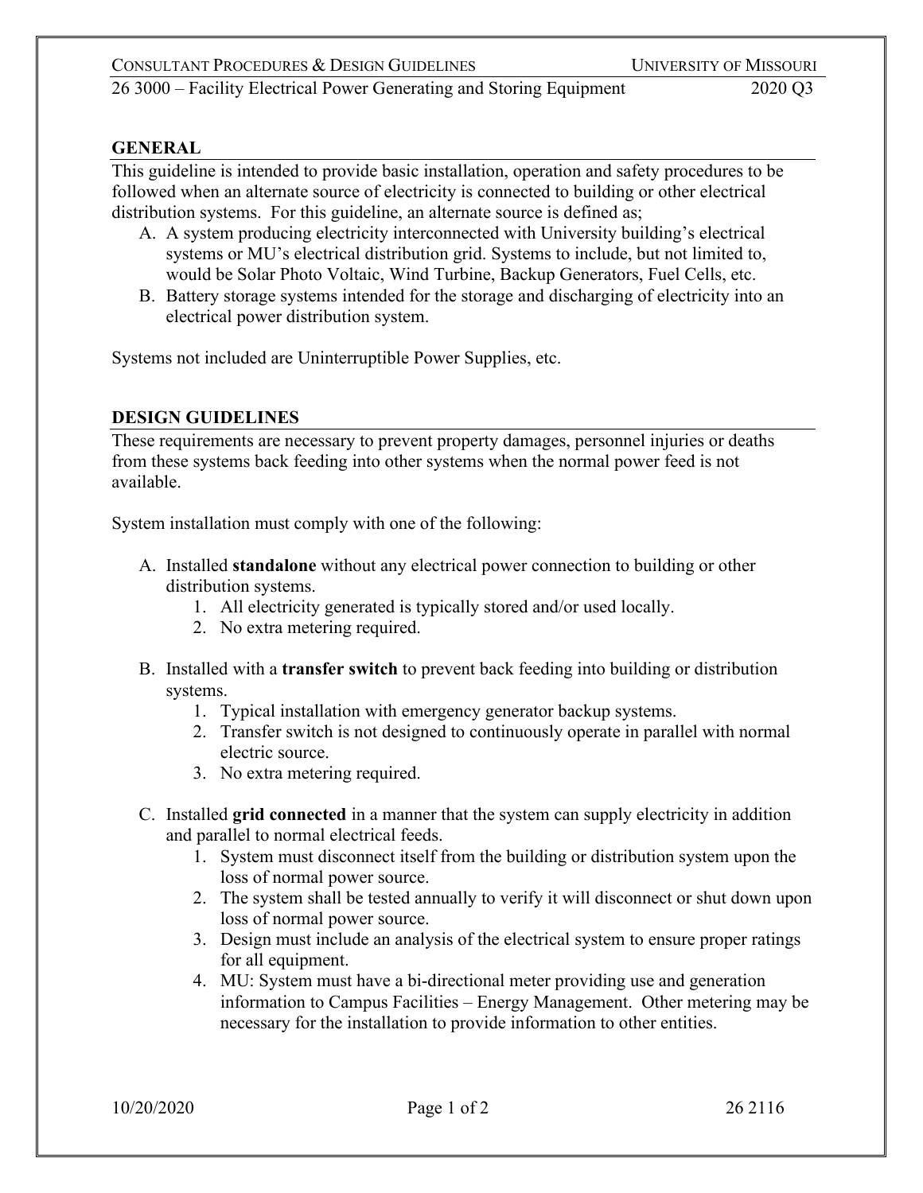## GENERAL

This guideline is intended to provide basic installation, operation and safety procedures to be followed when an alternate source of electricity is connected to building or other electrical distribution systems. For this guideline, an alternate source is defined as;

A. A system producing electricity interconnected with University building's electrical systems or MU's electrical distribution grid. Systems to include, but not limited to, would be Solar Photo Voltaic, Wind Turbine, Backup Generators, Fuel Cells, etc.
B. Battery storage systems intended for the storage and discharging of electricity into an electrical power distribution system.

Systems not included are Uninterruptible Power Supplies, etc.

## DESIGN GUIDELINES

These requirements are necessary to prevent property damages, personnel injuries or deaths from these systems back feeding into other systems when the normal power feed is not available.

System installation must comply with one of the following:

A. Installed **standalone** without any electrical power connection to building or other distribution systems.
   1. All electricity generated is typically stored and/or used locally.
   2. No extra metering required.

B. Installed with a **transfer switch** to prevent back feeding into building or distribution systems.
   1. Typical installation with emergency generator backup systems.
   2. Transfer switch is not designed to continuously operate in parallel with normal electric source.
   3. No extra metering required.

C. Installed **grid connected** in a manner that the system can supply electricity in addition and parallel to normal electrical feeds.
   1. System must disconnect itself from the building or distribution system upon the loss of normal power source.
   2. The system shall be tested annually to verify it will disconnect or shut down upon loss of normal power source.
   3. Design must include an analysis of the electrical system to ensure proper ratings for all equipment.
   4. MU: System must have a bi-directional meter providing use and generation information to Campus Facilities – Energy Management. Other metering may be necessary for the installation to provide information to other entities.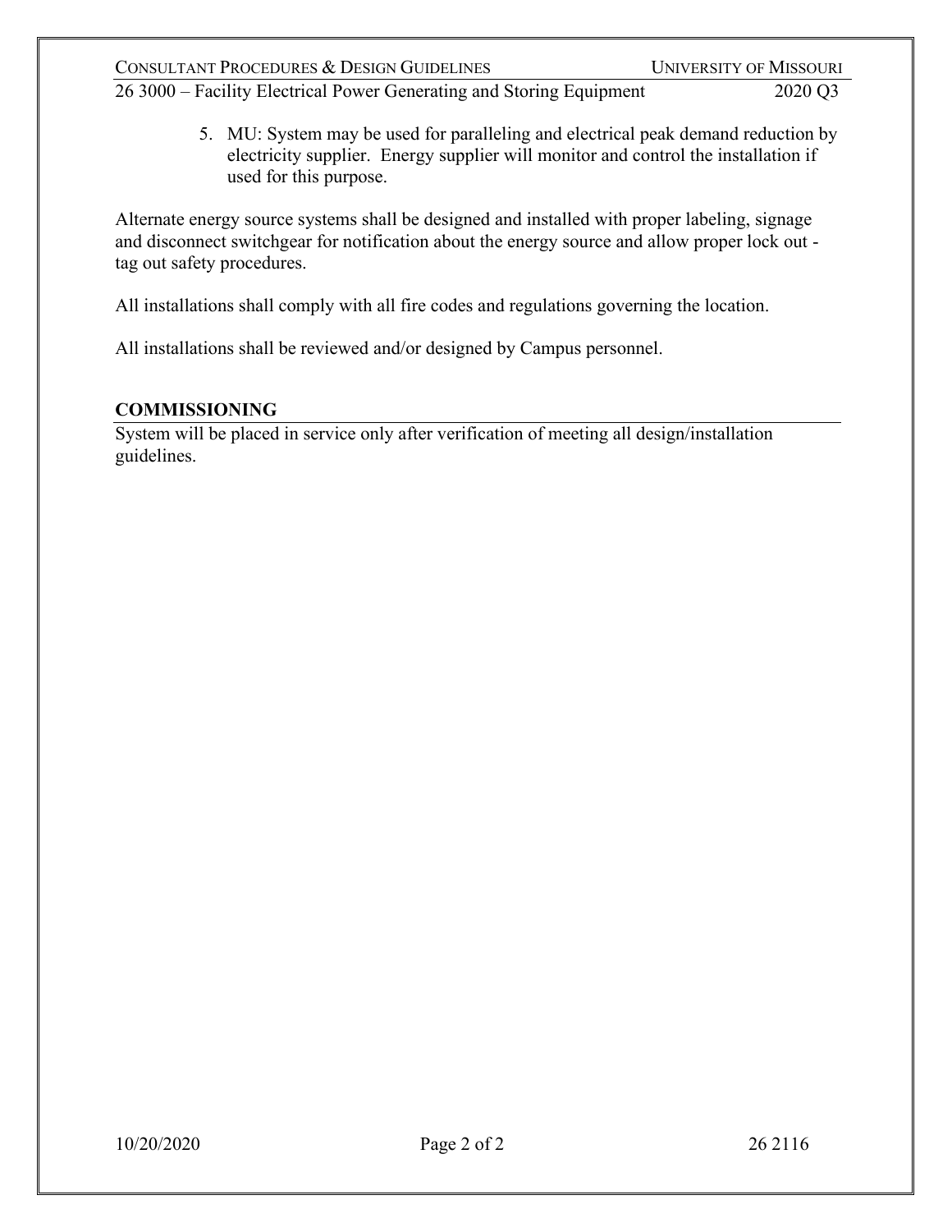5. MU: System may be used for paralleling and electrical peak demand reduction by electricity supplier. Energy supplier will monitor and control the installation if used for this purpose.

Alternate energy source systems shall be designed and installed with proper labeling, signage and disconnect switchgear for notification about the energy source and allow proper lock out - tag out safety procedures.

All installations shall comply with all fire codes and regulations governing the location.

All installations shall be reviewed and/or designed by Campus personnel.

## COMMISSIONING

System will be placed in service only after verification of meeting all design/installation guidelines.